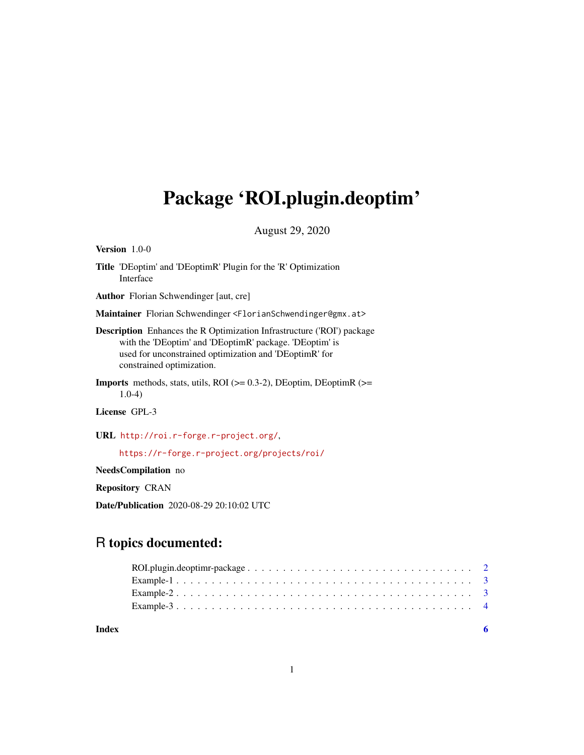# Package 'ROI.plugin.deoptim'

August 29, 2020

**Version** 1.0-0

**Title** 'DEoptim' and 'DEoptimR' Plugin for the 'R' Optimization Interface

**Author** Florian Schwendinger [aut, cre]

**Maintainer** Florian Schwendinger <FlorianSchwendinger@gmx.at>

**Description** Enhances the R Optimization Infrastructure ('ROI') package with the 'DEoptim' and 'DEoptimR' package. 'DEoptim' is used for unconstrained optimization and 'DEoptimR' for constrained optimization.

**Imports** methods, stats, utils, ROI (>= 0.3-2), DEoptim, DEoptimR (>= 1.0-4)

**License** GPL-3

**URL** http://roi.r-forge.r-project.org/,

https://r-forge.r-project.org/projects/roi/

**NeedsCompilation** no

**Repository** CRAN

**Date/Publication** 2020-08-29 20:10:02 UTC

## R topics documented:

ROI.plugin.deoptimr-package . . . . . . . . . . . . . . . . . . . . . . . . . . . . . . . 2
Example-1 . . . . . . . . . . . . . . . . . . . . . . . . . . . . . . . . . . . . . . . . 3
Example-2 . . . . . . . . . . . . . . . . . . . . . . . . . . . . . . . . . . . . . . . . 3
Example-3 . . . . . . . . . . . . . . . . . . . . . . . . . . . . . . . . . . . . . . . . 4

**Index** **6**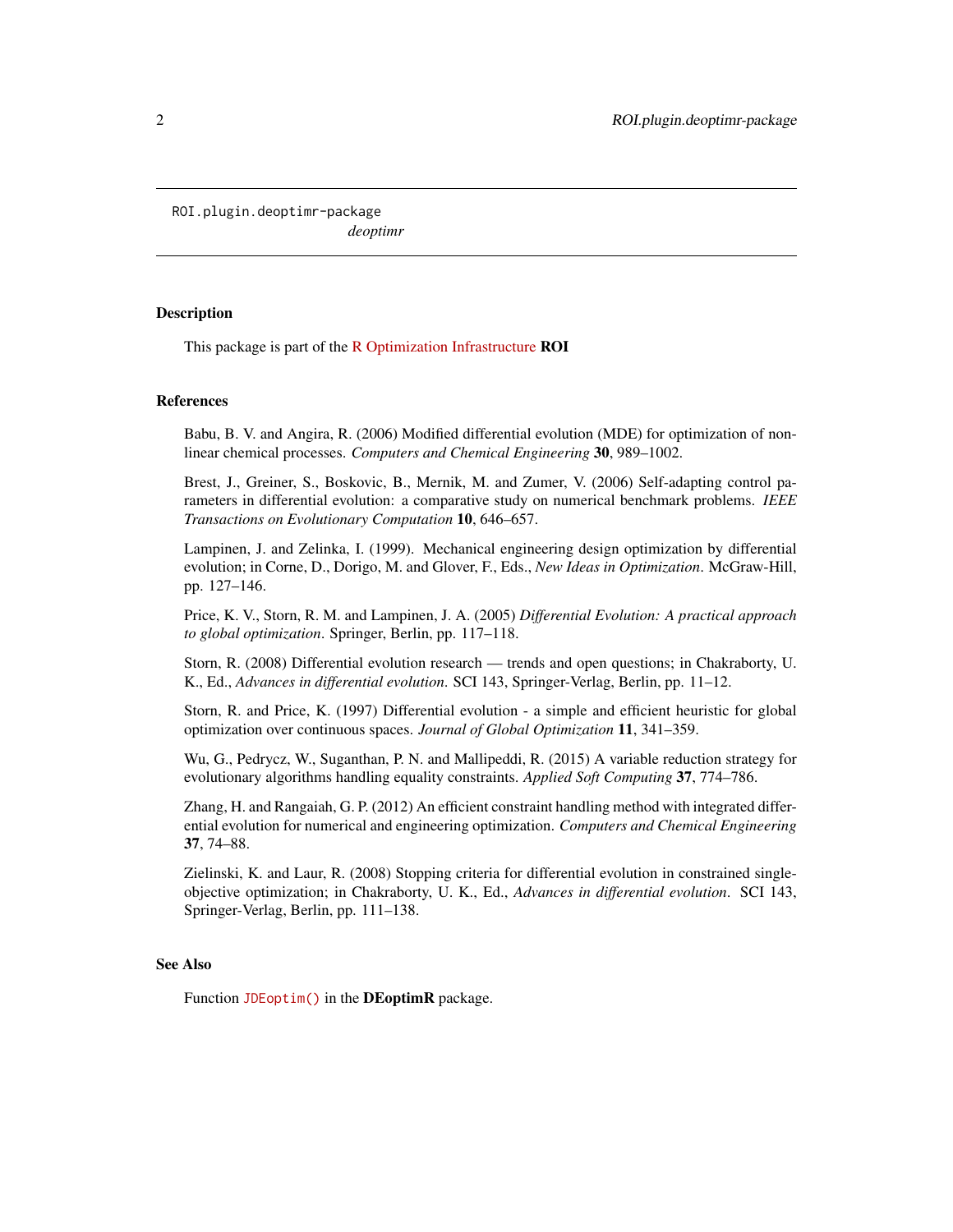# ROI.plugin.deoptimr-package

*deoptimr*

## Description

This package is part of the R Optimization Infrastructure **ROI**

## References

Babu, B. V. and Angira, R. (2006) Modified differential evolution (MDE) for optimization of non-linear chemical processes. *Computers and Chemical Engineering* **30**, 989–1002.

Brest, J., Greiner, S., Boskovic, B., Mernik, M. and Zumer, V. (2006) Self-adapting control parameters in differential evolution: a comparative study on numerical benchmark problems. *IEEE Transactions on Evolutionary Computation* **10**, 646–657.

Lampinen, J. and Zelinka, I. (1999). Mechanical engineering design optimization by differential evolution; in Corne, D., Dorigo, M. and Glover, F., Eds., *New Ideas in Optimization*. McGraw-Hill, pp. 127–146.

Price, K. V., Storn, R. M. and Lampinen, J. A. (2005) *Differential Evolution: A practical approach to global optimization*. Springer, Berlin, pp. 117–118.

Storn, R. (2008) Differential evolution research — trends and open questions; in Chakraborty, U. K., Ed., *Advances in differential evolution*. SCI 143, Springer-Verlag, Berlin, pp. 11–12.

Storn, R. and Price, K. (1997) Differential evolution - a simple and efficient heuristic for global optimization over continuous spaces. *Journal of Global Optimization* **11**, 341–359.

Wu, G., Pedrycz, W., Suganthan, P. N. and Mallipeddi, R. (2015) A variable reduction strategy for evolutionary algorithms handling equality constraints. *Applied Soft Computing* **37**, 774–786.

Zhang, H. and Rangaiah, G. P. (2012) An efficient constraint handling method with integrated differential evolution for numerical and engineering optimization. *Computers and Chemical Engineering* **37**, 74–88.

Zielinski, K. and Laur, R. (2008) Stopping criteria for differential evolution in constrained single-objective optimization; in Chakraborty, U. K., Ed., *Advances in differential evolution*. SCI 143, Springer-Verlag, Berlin, pp. 111–138.

## See Also

Function `JDEoptim()` in the **DEoptimR** package.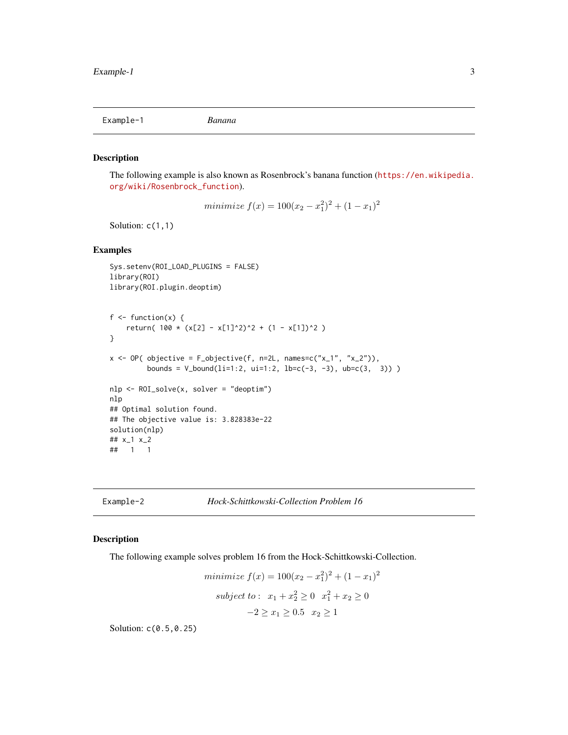## Example-1 *Banana*

### Description

The following example is also known as Rosenbrock's banana function (https://en.wikipedia.org/wiki/Rosenbrock_function).

$$minimize\ f(x) = 100(x_2 - x_1^2)^2 + (1 - x_1)^2$$

Solution: `c(1,1)`

### Examples

```
Sys.setenv(ROI_LOAD_PLUGINS = FALSE)
library(ROI)
library(ROI.plugin.deoptim)


f <- function(x) {
    return( 100 * (x[2] - x[1]^2)^2 + (1 - x[1])^2 )
}

x <- OP( objective = F_objective(f, n=2L, names=c("x_1", "x_2")),
         bounds = V_bound(li=1:2, ui=1:2, lb=c(-3, -3), ub=c(3,  3)) )

nlp <- ROI_solve(x, solver = "deoptim")
nlp
## Optimal solution found.
## The objective value is: 3.828383e-22
solution(nlp)
## x_1 x_2
##   1   1
```

## Example-2 *Hock-Schittkowski-Collection Problem 16*

### Description

The following example solves problem 16 from the Hock-Schittkowski-Collection.

$$minimize\ f(x) = 100(x_2 - x_1^2)^2 + (1 - x_1)^2$$

$$subject\ to:\ \ x_1 + x_2^2 \geq 0\ \ \ x_1^2 + x_2 \geq 0$$

$$-2 \geq x_1 \geq 0.5\ \ \ x_2 \geq 1$$

Solution: `c(0.5,0.25)`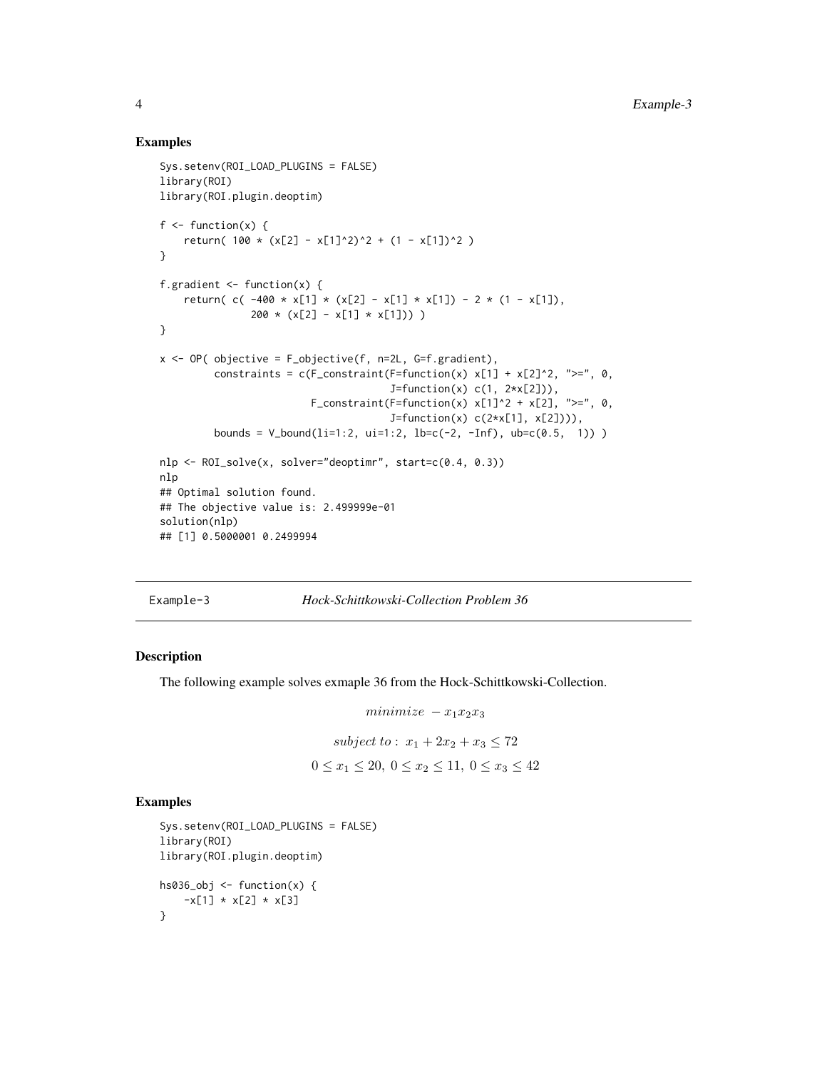### Examples

```
Sys.setenv(ROI_LOAD_PLUGINS = FALSE)
library(ROI)
library(ROI.plugin.deoptim)

f <- function(x) {
    return( 100 * (x[2] - x[1]^2)^2 + (1 - x[1])^2 )
}

f.gradient <- function(x) {
    return( c( -400 * x[1] * (x[2] - x[1] * x[1]) - 2 * (1 - x[1]),
               200 * (x[2] - x[1] * x[1])) )
}

x <- OP( objective = F_objective(f, n=2L, G=f.gradient),
         constraints = c(F_constraint(F=function(x) x[1] + x[2]^2, ">=", 0,
                                      J=function(x) c(1, 2*x[2])),
                         F_constraint(F=function(x) x[1]^2 + x[2], ">=", 0,
                                      J=function(x) c(2*x[1], x[2]))),
         bounds = V_bound(li=1:2, ui=1:2, lb=c(-2, -Inf), ub=c(0.5,  1)) )

nlp <- ROI_solve(x, solver="deoptimr", start=c(0.4, 0.3))
nlp
## Optimal solution found.
## The objective value is: 2.499999e-01
solution(nlp)
## [1] 0.5000001 0.2499994
```

---

## Example-3 *Hock-Schittkowski-Collection Problem 36*

### Description

The following example solves exmaple 36 from the Hock-Schittkowski-Collection.

$$minimize \; -x_1 x_2 x_3$$

$$subject\ to: \; x_1 + 2x_2 + x_3 \leq 72$$

$$0 \leq x_1 \leq 20, \; 0 \leq x_2 \leq 11, \; 0 \leq x_3 \leq 42$$

### Examples

```
Sys.setenv(ROI_LOAD_PLUGINS = FALSE)
library(ROI)
library(ROI.plugin.deoptim)

hs036_obj <- function(x) {
    -x[1] * x[2] * x[3]
}
```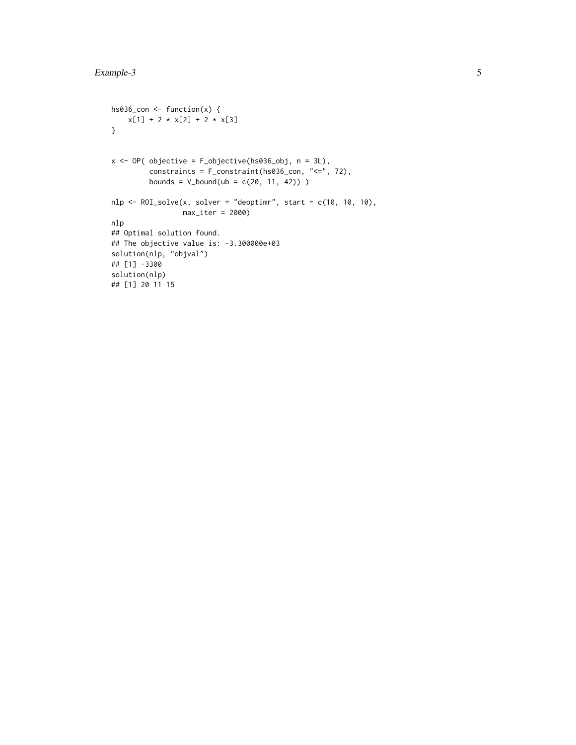```
hs036_con <- function(x) {
    x[1] + 2 * x[2] + 2 * x[3]
}


x <- OP( objective = F_objective(hs036_obj, n = 3L),
         constraints = F_constraint(hs036_con, "<=", 72),
         bounds = V_bound(ub = c(20, 11, 42)) )

nlp <- ROI_solve(x, solver = "deoptimr", start = c(10, 10, 10),
                 max_iter = 2000)
nlp
## Optimal solution found.
## The objective value is: -3.300000e+03
solution(nlp, "objval")
## [1] -3300
solution(nlp)
## [1] 20 11 15
```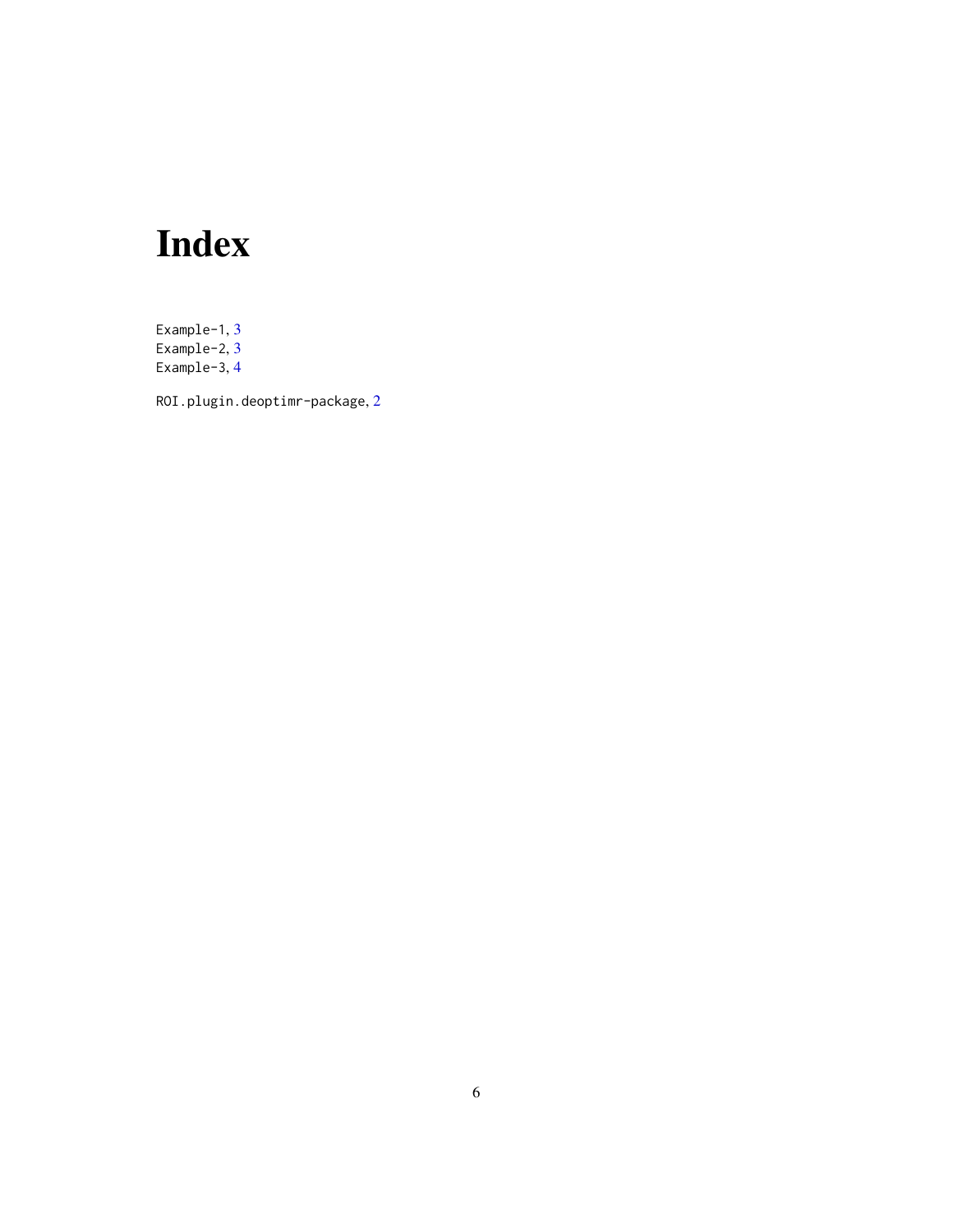# Index

Example-1, 3
Example-2, 3
Example-3, 4

ROI.plugin.deoptimr-package, 2